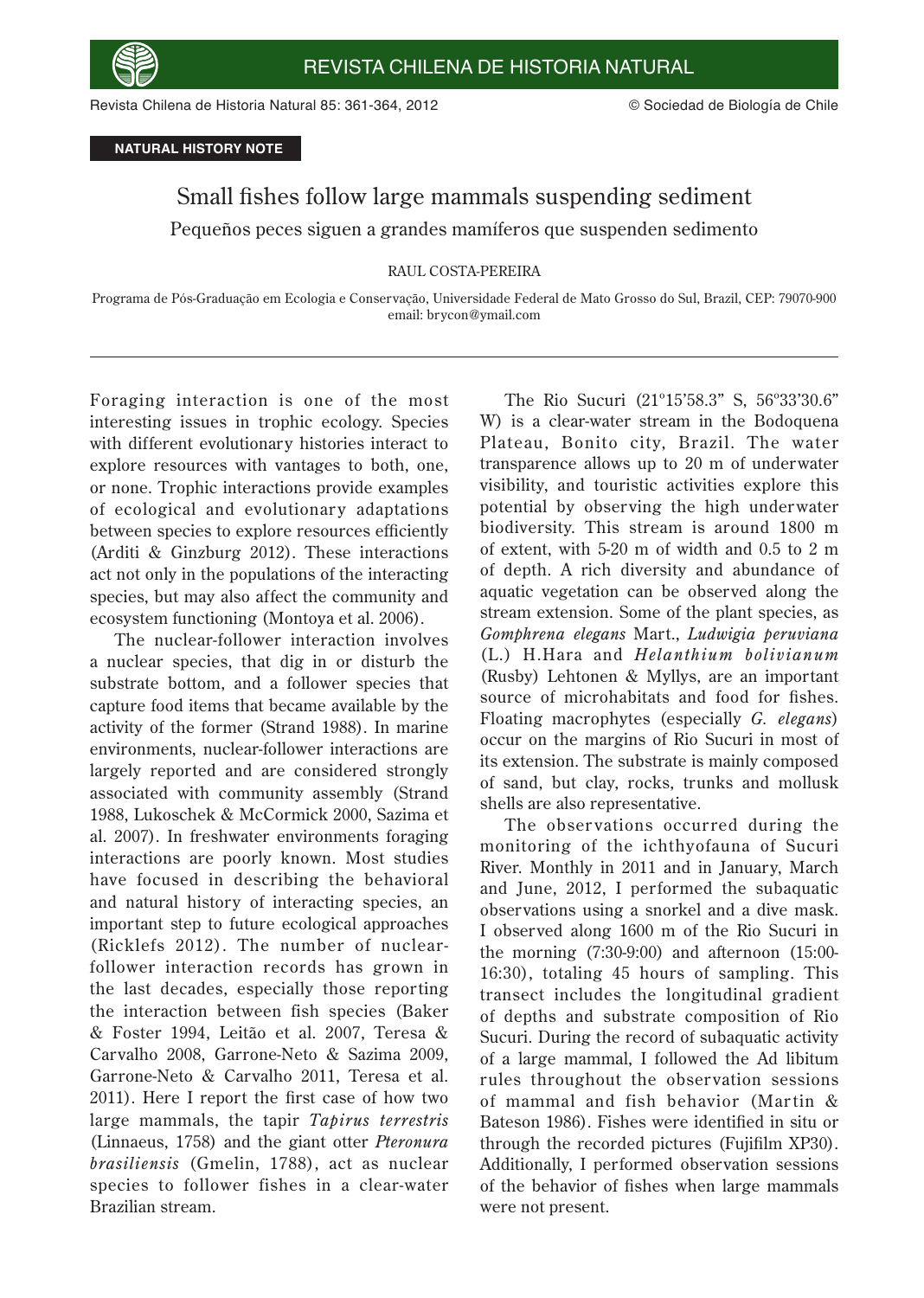NATURAL HISTORY NOTE

# Small fishes follow large mammals suspending sediment

## Pequeños peces siguen a grandes mamíferos que suspenden sedimento

RAUL COSTA-PEREIRA

Programa de Pós-Graduação em Ecologia e Conservação, Universidade Federal de Mato Grosso do Sul, Brazil, CEP: 79070-900
email: brycon@ymail.com

---

Foraging interaction is one of the most interesting issues in trophic ecology. Species with different evolutionary histories interact to explore resources with vantages to both, one, or none. Trophic interactions provide examples of ecological and evolutionary adaptations between species to explore resources efficiently (Arditi & Ginzburg 2012). These interactions act not only in the populations of the interacting species, but may also affect the community and ecosystem functioning (Montoya et al. 2006).

The nuclear-follower interaction involves a nuclear species, that dig in or disturb the substrate bottom, and a follower species that capture food items that became available by the activity of the former (Strand 1988). In marine environments, nuclear-follower interactions are largely reported and are considered strongly associated with community assembly (Strand 1988, Lukoschek & McCormick 2000, Sazima et al. 2007). In freshwater environments foraging interactions are poorly known. Most studies have focused in describing the behavioral and natural history of interacting species, an important step to future ecological approaches (Ricklefs 2012). The number of nuclear-follower interaction records has grown in the last decades, especially those reporting the interaction between fish species (Baker & Foster 1994, Leitão et al. 2007, Teresa & Carvalho 2008, Garrone-Neto & Sazima 2009, Garrone-Neto & Carvalho 2011, Teresa et al. 2011). Here I report the first case of how two large mammals, the tapir *Tapirus terrestris* (Linnaeus, 1758) and the giant otter *Pteronura brasiliensis* (Gmelin, 1788), act as nuclear species to follower fishes in a clear-water Brazilian stream.

The Rio Sucuri (21°15'58.3" S, 56°33'30.6" W) is a clear-water stream in the Bodoquena Plateau, Bonito city, Brazil. The water transparence allows up to 20 m of underwater visibility, and touristic activities explore this potential by observing the high underwater biodiversity. This stream is around 1800 m of extent, with 5-20 m of width and 0.5 to 2 m of depth. A rich diversity and abundance of aquatic vegetation can be observed along the stream extension. Some of the plant species, as *Gomphrena elegans* Mart., *Ludwigia peruviana* (L.) H.Hara and *Helanthium bolivianum* (Rusby) Lehtonen & Myllys, are an important source of microhabitats and food for fishes. Floating macrophytes (especially *G. elegans*) occur on the margins of Rio Sucuri in most of its extension. The substrate is mainly composed of sand, but clay, rocks, trunks and mollusk shells are also representative.

The observations occurred during the monitoring of the ichthyofauna of Sucuri River. Monthly in 2011 and in January, March and June, 2012, I performed the subaquatic observations using a snorkel and a dive mask. I observed along 1600 m of the Rio Sucuri in the morning (7:30-9:00) and afternoon (15:00-16:30), totaling 45 hours of sampling. This transect includes the longitudinal gradient of depths and substrate composition of Rio Sucuri. During the record of subaquatic activity of a large mammal, I followed the Ad libitum rules throughout the observation sessions of mammal and fish behavior (Martin & Bateson 1986). Fishes were identified in situ or through the recorded pictures (Fujifilm XP30). Additionally, I performed observation sessions of the behavior of fishes when large mammals were not present.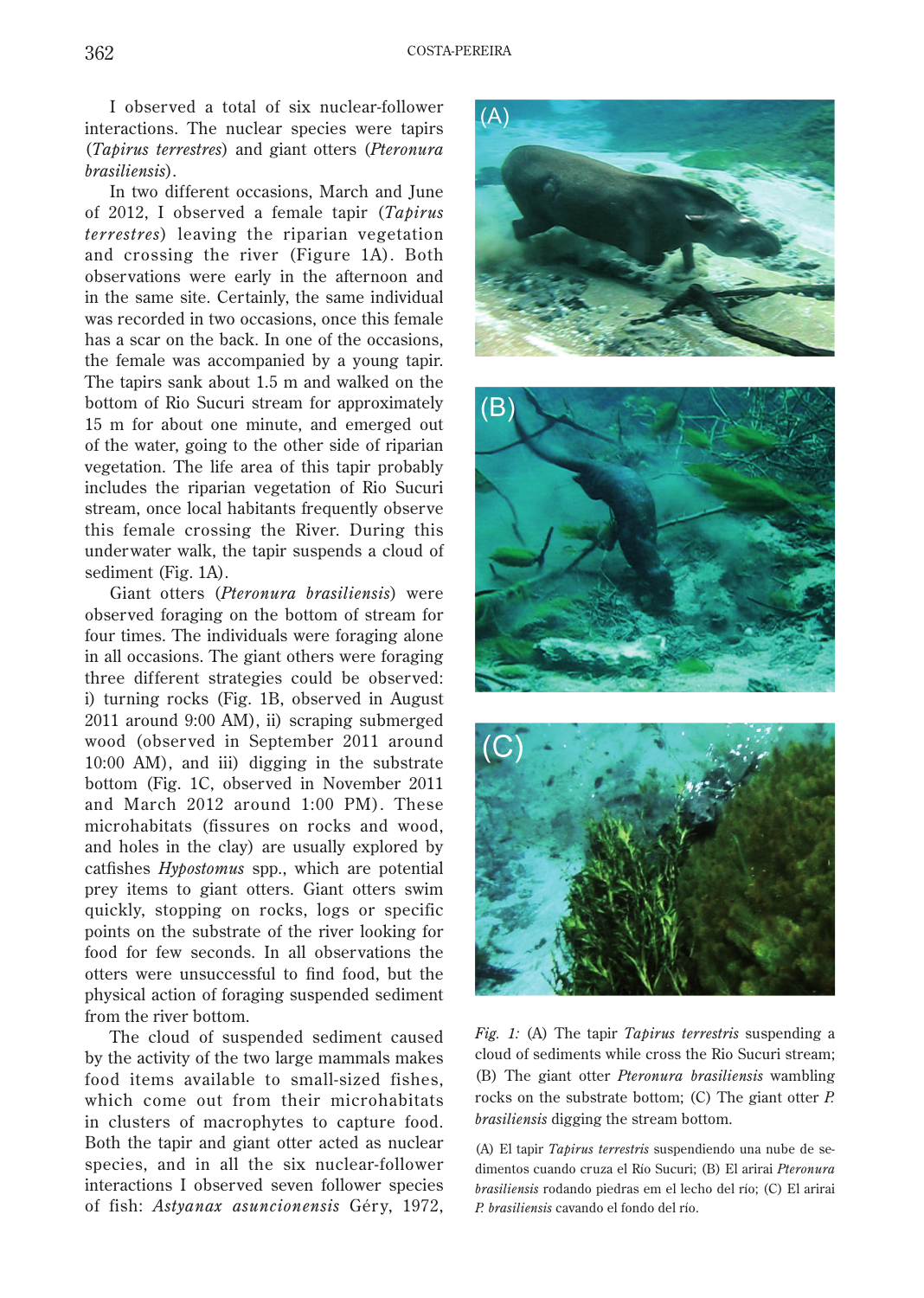I observed a total of six nuclear-follower interactions. The nuclear species were tapirs (*Tapirus terrestres*) and giant otters (*Pteronura brasiliensis*).

In two different occasions, March and June of 2012, I observed a female tapir (*Tapirus terrestres*) leaving the riparian vegetation and crossing the river (Figure 1A). Both observations were early in the afternoon and in the same site. Certainly, the same individual was recorded in two occasions, once this female has a scar on the back. In one of the occasions, the female was accompanied by a young tapir. The tapirs sank about 1.5 m and walked on the bottom of Rio Sucuri stream for approximately 15 m for about one minute, and emerged out of the water, going to the other side of riparian vegetation. The life area of this tapir probably includes the riparian vegetation of Rio Sucuri stream, once local habitants frequently observe this female crossing the River. During this underwater walk, the tapir suspends a cloud of sediment (Fig. 1A).

Giant otters (*Pteronura brasiliensis*) were observed foraging on the bottom of stream for four times. The individuals were foraging alone in all occasions. The giant others were foraging three different strategies could be observed: i) turning rocks (Fig. 1B, observed in August 2011 around 9:00 AM), ii) scraping submerged wood (observed in September 2011 around 10:00 AM), and iii) digging in the substrate bottom (Fig. 1C, observed in November 2011 and March 2012 around 1:00 PM). These microhabitats (fissures on rocks and wood, and holes in the clay) are usually explored by catfishes *Hypostomus* spp., which are potential prey items to giant otters. Giant otters swim quickly, stopping on rocks, logs or specific points on the substrate of the river looking for food for few seconds. In all observations the otters were unsuccessful to find food, but the physical action of foraging suspended sediment from the river bottom.

The cloud of suspended sediment caused by the activity of the two large mammals makes food items available to small-sized fishes, which come out from their microhabitats in clusters of macrophytes to capture food. Both the tapir and giant otter acted as nuclear species, and in all the six nuclear-follower interactions I observed seven follower species of fish: *Astyanax asuncionensis* Géry, 1972,

*Fig. 1:* (A) The tapir *Tapirus terrestris* suspending a cloud of sediments while cross the Rio Sucuri stream; (B) The giant otter *Pteronura brasiliensis* wambling rocks on the substrate bottom; (C) The giant otter *P. brasiliensis* digging the stream bottom.

(A) El tapir *Tapirus terrestris* suspendiendo una nube de sedimentos cuando cruza el Río Sucuri; (B) El arirai *Pteronura brasiliensis* rodando piedras em el lecho del río; (C) El arirai *P. brasiliensis* cavando el fondo del río.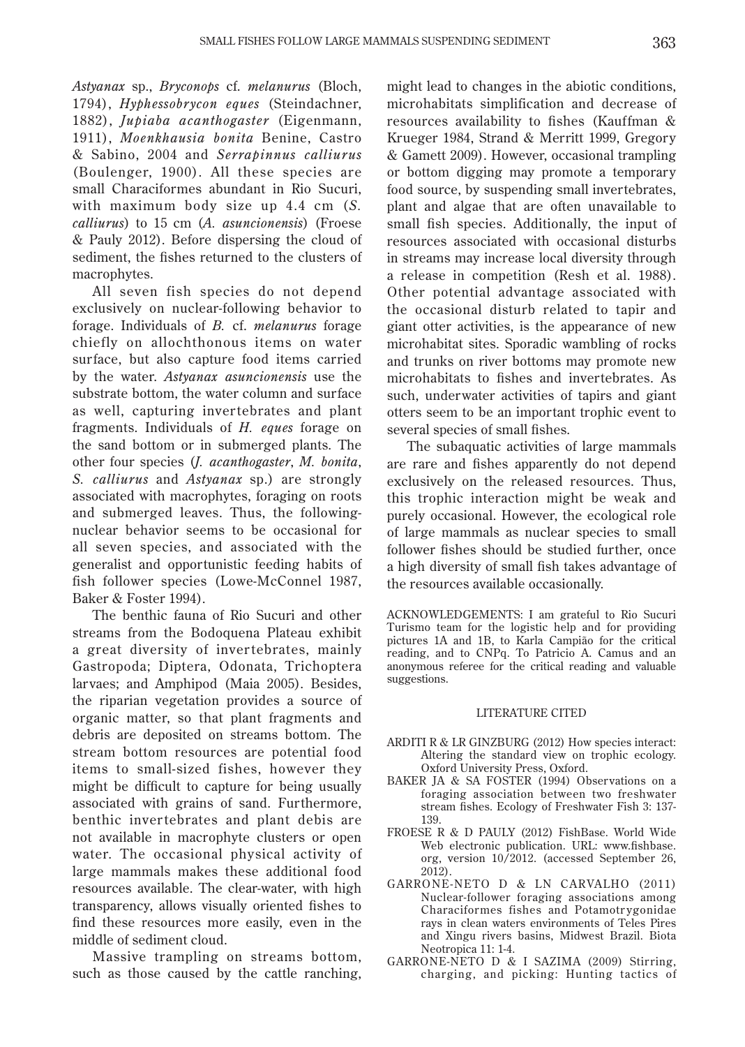*Astyanax* sp., *Bryconops* cf. *melanurus* (Bloch, 1794), *Hyphessobrycon eques* (Steindachner, 1882), *Jupiaba acanthogaster* (Eigenmann, 1911), *Moenkhausia bonita* Benine, Castro & Sabino, 2004 and *Serrapinnus calliurus* (Boulenger, 1900). All these species are small Characiformes abundant in Rio Sucuri, with maximum body size up 4.4 cm (*S. calliurus*) to 15 cm (*A. asuncionensis*) (Froese & Pauly 2012). Before dispersing the cloud of sediment, the fishes returned to the clusters of macrophytes.

All seven fish species do not depend exclusively on nuclear-following behavior to forage. Individuals of *B.* cf. *melanurus* forage chiefly on allochthonous items on water surface, but also capture food items carried by the water. *Astyanax asuncionensis* use the substrate bottom, the water column and surface as well, capturing invertebrates and plant fragments. Individuals of *H. eques* forage on the sand bottom or in submerged plants. The other four species (*J. acanthogaster*, *M. bonita*, *S. calliurus* and *Astyanax* sp.) are strongly associated with macrophytes, foraging on roots and submerged leaves. Thus, the following-nuclear behavior seems to be occasional for all seven species, and associated with the generalist and opportunistic feeding habits of fish follower species (Lowe-McConnel 1987, Baker & Foster 1994).

The benthic fauna of Rio Sucuri and other streams from the Bodoquena Plateau exhibit a great diversity of invertebrates, mainly Gastropoda; Diptera, Odonata, Trichoptera larvaes; and Amphipod (Maia 2005). Besides, the riparian vegetation provides a source of organic matter, so that plant fragments and debris are deposited on streams bottom. The stream bottom resources are potential food items to small-sized fishes, however they might be difficult to capture for being usually associated with grains of sand. Furthermore, benthic invertebrates and plant debis are not available in macrophyte clusters or open water. The occasional physical activity of large mammals makes these additional food resources available. The clear-water, with high transparency, allows visually oriented fishes to find these resources more easily, even in the middle of sediment cloud.

Massive trampling on streams bottom, such as those caused by the cattle ranching, might lead to changes in the abiotic conditions, microhabitats simplification and decrease of resources availability to fishes (Kauffman & Krueger 1984, Strand & Merritt 1999, Gregory & Gamett 2009). However, occasional trampling or bottom digging may promote a temporary food source, by suspending small invertebrates, plant and algae that are often unavailable to small fish species. Additionally, the input of resources associated with occasional disturbs in streams may increase local diversity through a release in competition (Resh et al. 1988). Other potential advantage associated with the occasional disturb related to tapir and giant otter activities, is the appearance of new microhabitat sites. Sporadic wambling of rocks and trunks on river bottoms may promote new microhabitats to fishes and invertebrates. As such, underwater activities of tapirs and giant otters seem to be an important trophic event to several species of small fishes.

The subaquatic activities of large mammals are rare and fishes apparently do not depend exclusively on the released resources. Thus, this trophic interaction might be weak and purely occasional. However, the ecological role of large mammals as nuclear species to small follower fishes should be studied further, once a high diversity of small fish takes advantage of the resources available occasionally.

ACKNOWLEDGEMENTS: I am grateful to Rio Sucuri Turismo team for the logistic help and for providing pictures 1A and 1B, to Karla Campião for the critical reading, and to CNPq. To Patricio A. Camus and an anonymous referee for the critical reading and valuable suggestions.

## LITERATURE CITED

ARDITI R & LR GINZBURG (2012) How species interact: Altering the standard view on trophic ecology. Oxford University Press, Oxford.

BAKER JA & SA FOSTER (1994) Observations on a foraging association between two freshwater stream fishes. Ecology of Freshwater Fish 3: 137-139.

FROESE R & D PAULY (2012) FishBase. World Wide Web electronic publication. URL: www.fishbase.org, version 10/2012. (accessed September 26, 2012).

GARRONE-NETO D & LN CARVALHO (2011) Nuclear-follower foraging associations among Characiformes fishes and Potamotrygonidae rays in clean waters environments of Teles Pires and Xingu rivers basins, Midwest Brazil. Biota Neotropica 11: 1-4.

GARRONE-NETO D & I SAZIMA (2009) Stirring, charging, and picking: Hunting tactics of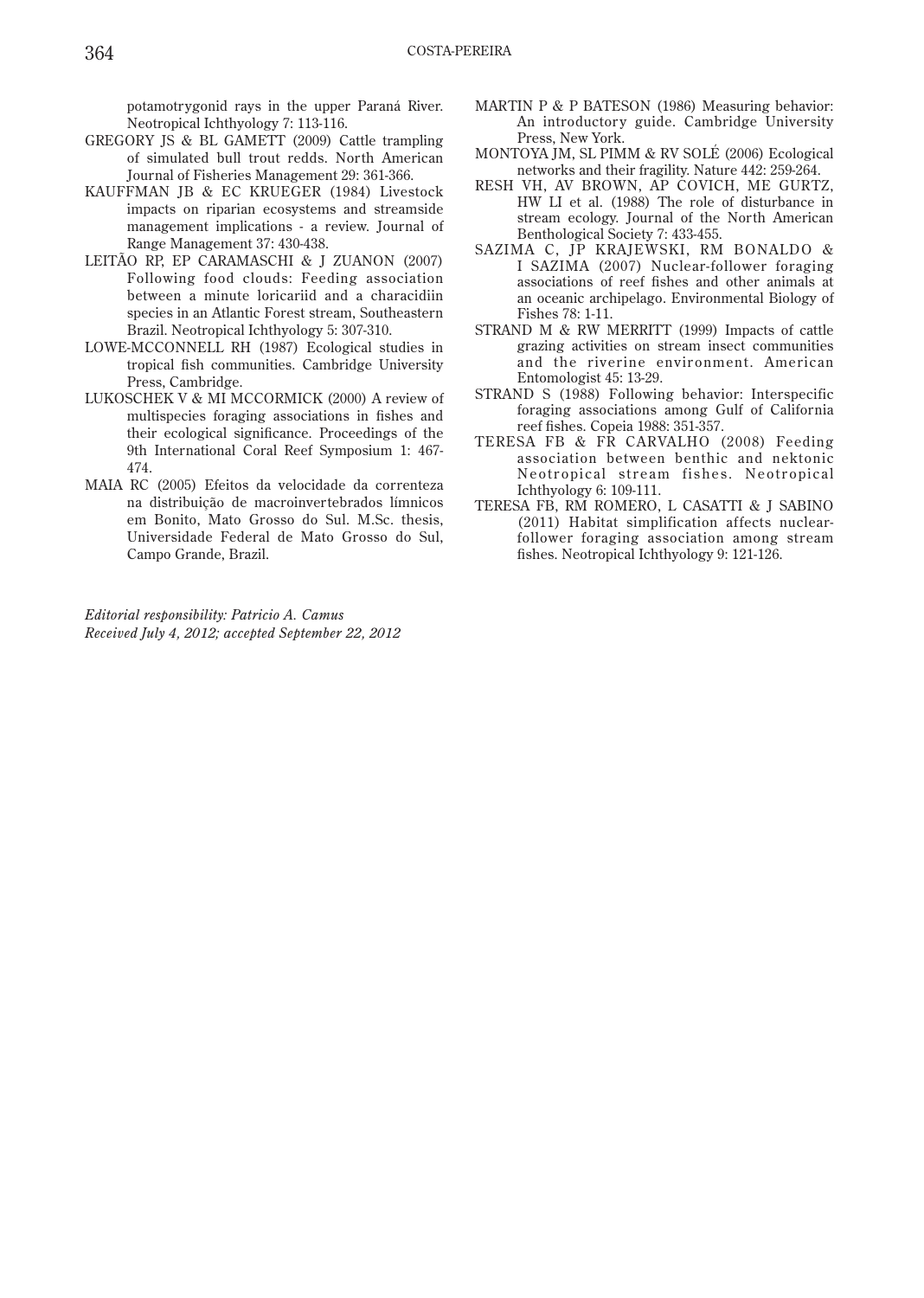potamotrygonid rays in the upper Paraná River. Neotropical Ichthyology 7: 113-116.

GREGORY JS & BL GAMETT (2009) Cattle trampling of simulated bull trout redds. North American Journal of Fisheries Management 29: 361-366.

KAUFFMAN JB & EC KRUEGER (1984) Livestock impacts on riparian ecosystems and streamside management implications - a review. Journal of Range Management 37: 430-438.

LEITÃO RP, EP CARAMASCHI & J ZUANON (2007) Following food clouds: Feeding association between a minute loricariid and a characidiin species in an Atlantic Forest stream, Southeastern Brazil. Neotropical Ichthyology 5: 307-310.

LOWE-MCCONNELL RH (1987) Ecological studies in tropical fish communities. Cambridge University Press, Cambridge.

LUKOSCHEK V & MI MCCORMICK (2000) A review of multispecies foraging associations in fishes and their ecological significance. Proceedings of the 9th International Coral Reef Symposium 1: 467-474.

MAIA RC (2005) Efeitos da velocidade da correnteza na distribuição de macroinvertebrados límnicos em Bonito, Mato Grosso do Sul. M.Sc. thesis, Universidade Federal de Mato Grosso do Sul, Campo Grande, Brazil.

MARTIN P & P BATESON (1986) Measuring behavior: An introductory guide. Cambridge University Press, New York.

MONTOYA JM, SL PIMM & RV SOLÉ (2006) Ecological networks and their fragility. Nature 442: 259-264.

RESH VH, AV BROWN, AP COVICH, ME GURTZ, HW LI et al. (1988) The role of disturbance in stream ecology. Journal of the North American Benthological Society 7: 433-455.

SAZIMA C, JP KRAJEWSKI, RM BONALDO & I SAZIMA (2007) Nuclear-follower foraging associations of reef fishes and other animals at an oceanic archipelago. Environmental Biology of Fishes 78: 1-11.

STRAND M & RW MERRITT (1999) Impacts of cattle grazing activities on stream insect communities and the riverine environment. American Entomologist 45: 13-29.

STRAND S (1988) Following behavior: Interspecific foraging associations among Gulf of California reef fishes. Copeia 1988: 351-357.

TERESA FB & FR CARVALHO (2008) Feeding association between benthic and nektonic Neotropical stream fishes. Neotropical Ichthyology 6: 109-111.

TERESA FB, RM ROMERO, L CASATTI & J SABINO (2011) Habitat simplification affects nuclear-follower foraging association among stream fishes. Neotropical Ichthyology 9: 121-126.

*Editorial responsibility: Patricio A. Camus*
*Received July 4, 2012; accepted September 22, 2012*